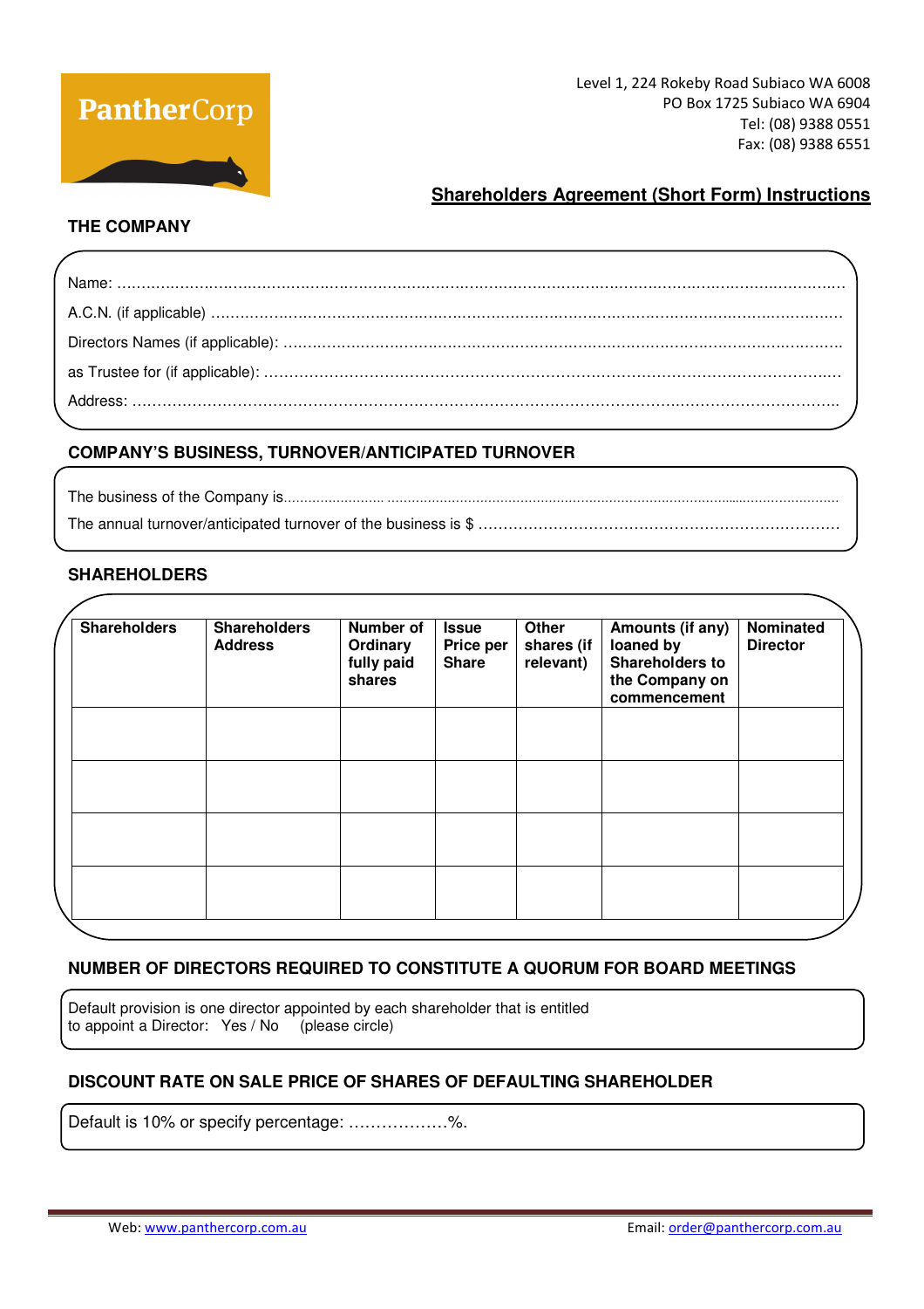PantherCorp

Level 1, 224 Rokeby Road Subiaco WA 6008
PO Box 1725 Subiaco WA 6904
Tel: (08) 9388 0551
Fax: (08) 9388 6551

# Shareholders Agreement (Short Form) Instructions

## THE COMPANY

Name: ……………………………………………………………………………………………………………………………

A.C.N. (if applicable) ……………………………………………………………………………………………………………

Directors Names (if applicable): ………………………………………………………………………………………………

as Trustee for (if applicable): …………………………………………………………………………………………………

Address: …………………………………………………………………………………………………………………………

## COMPANY'S BUSINESS, TURNOVER/ANTICIPATED TURNOVER

The business of the Company is……………………………………………………………………………………………

The annual turnover/anticipated turnover of the business is $ …………………………………………………………

## SHAREHOLDERS

| Shareholders | Shareholders Address | Number of Ordinary fully paid shares | Issue Price per Share | Other shares (if relevant) | Amounts (if any) loaned by Shareholders to the Company on commencement | Nominated Director |
|---|---|---|---|---|---|---|
| | | | | | | |
| | | | | | | |
| | | | | | | |
| | | | | | | |

## NUMBER OF DIRECTORS REQUIRED TO CONSTITUTE A QUORUM FOR BOARD MEETINGS

Default provision is one director appointed by each shareholder that is entitled to appoint a Director: Yes / No (please circle)

## DISCOUNT RATE ON SALE PRICE OF SHARES OF DEFAULTING SHAREHOLDER

Default is 10% or specify percentage: ………………%.

Web: www.panthercorp.com.au Email: order@panthercorp.com.au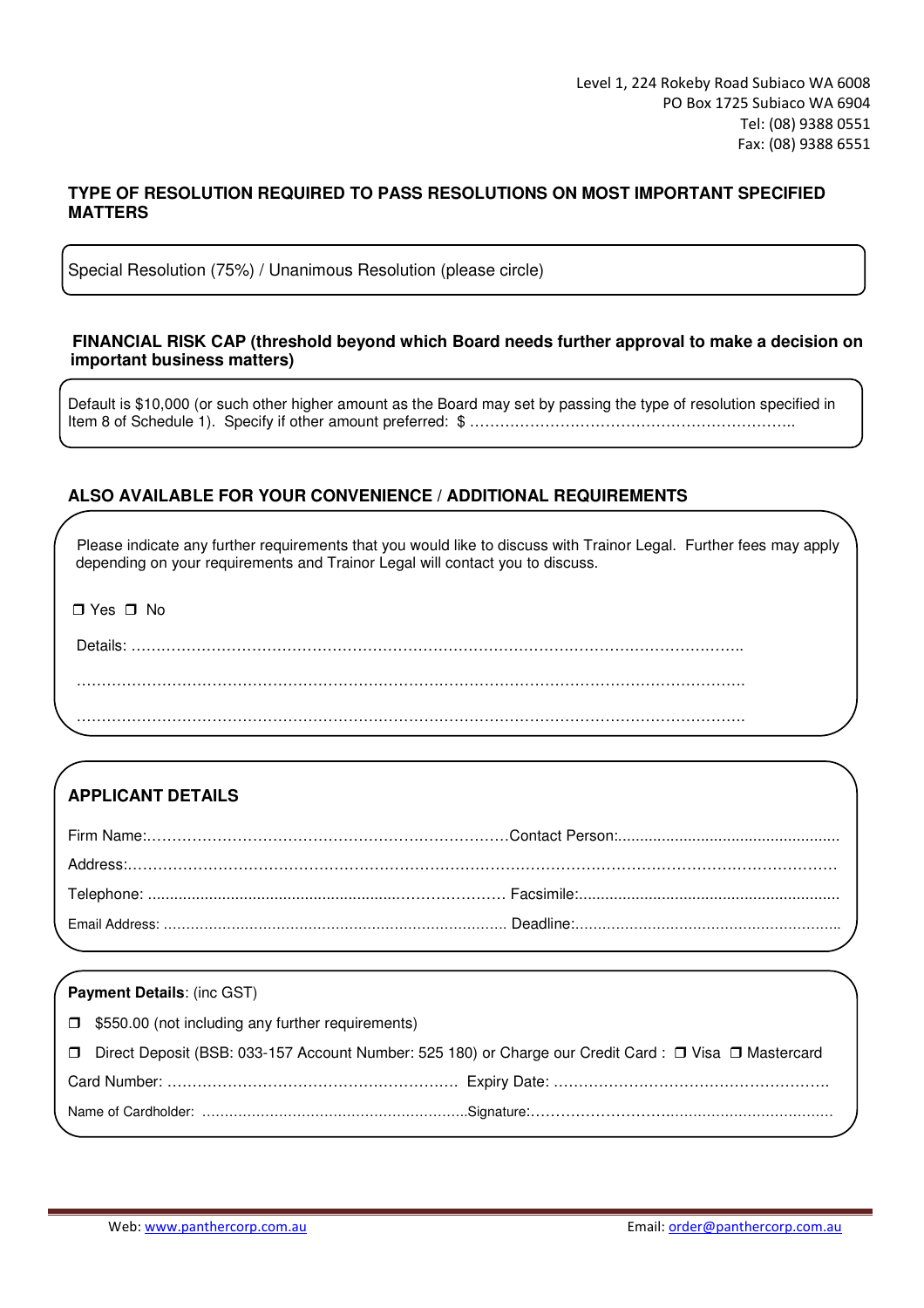Level 1, 224 Rokeby Road Subiaco WA 6008
PO Box 1725 Subiaco WA 6904
Tel: (08) 9388 0551
Fax: (08) 9388 6551

## TYPE OF RESOLUTION REQUIRED TO PASS RESOLUTIONS ON MOST IMPORTANT SPECIFIED MATTERS

Special Resolution (75%) / Unanimous Resolution (please circle)

## FINANCIAL RISK CAP (threshold beyond which Board needs further approval to make a decision on important business matters)

Default is $10,000 (or such other higher amount as the Board may set by passing the type of resolution specified in Item 8 of Schedule 1). Specify if other amount preferred: $ ……………………………………………………….

## ALSO AVAILABLE FOR YOUR CONVENIENCE / ADDITIONAL REQUIREMENTS

Please indicate any further requirements that you would like to discuss with Trainor Legal. Further fees may apply depending on your requirements and Trainor Legal will contact you to discuss.

❒ Yes ❒ No

Details: ……………………………………………………………………………………………………………

……………………………………………………………………………………………………………………

……………………………………………………………………………………………………………………

## APPLICANT DETAILS

Firm Name:………………………………………………………………Contact Person:……………………………………

Address:……………………………………………………………………………………………………………………

Telephone: ………………………………………………………………… Facsimile:………………………………………

Email Address: ………………………………………………………………… Deadline:…………………………………

**Payment Details**: (inc GST)

❒ $550.00 (not including any further requirements)

❒ Direct Deposit (BSB: 033-157 Account Number: 525 180) or Charge our Credit Card : ❒ Visa ❒ Mastercard

Card Number: ………………………………………………… Expiry Date: ……………………………………………

Name of Cardholder: …………………………………………………Signature:………………………………………………

Web: www.panthercorp.com.au Email: order@panthercorp.com.au